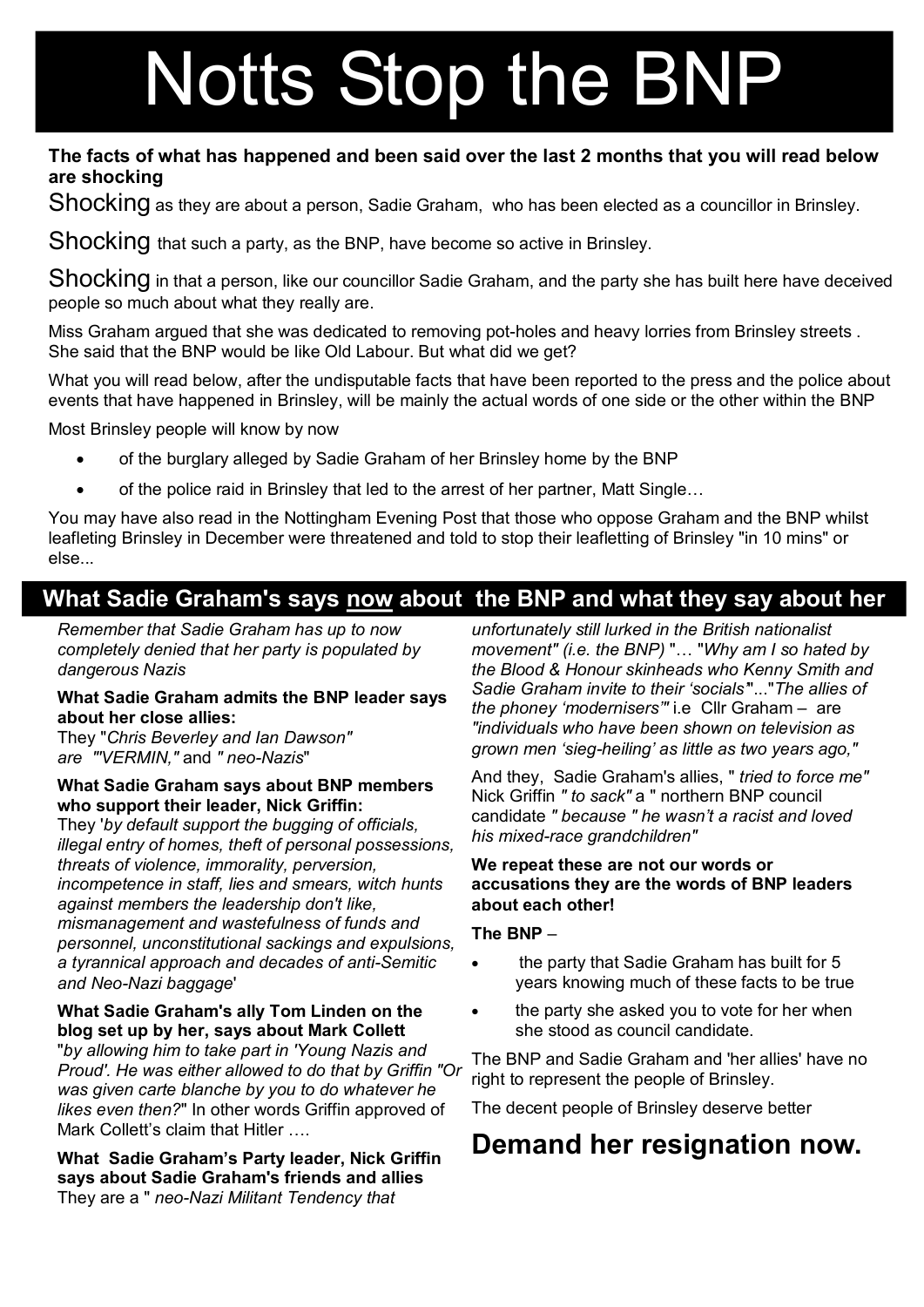# Notts Stop the BNP

**The facts of what has happened and been said over the last 2 months that you will read below are shocking**

Shocking as they are about a person, Sadie Graham, who has been elected as a councillor in Brinsley.

Shocking that such a party, as the BNP, have become so active in Brinsley.

Shocking in that a person, like our councillor Sadie Graham, and the party she has built here have deceived people so much about what they really are.

Miss Graham argued that she was dedicated to removing pot-holes and heavy lorries from Brinsley streets . She said that the BNP would be like Old Labour. But what did we get?

What you will read below, after the undisputable facts that have been reported to the press and the police about events that have happened in Brinsley, will be mainly the actual words of one side or the other within the BNP

Most Brinsley people will know by now

- of the burglary alleged by Sadie Graham of her Brinsley home by the BNP
- of the police raid in Brinsley that led to the arrest of her partner, Matt Single…

You may have also read in the Nottingham Evening Post that those who oppose Graham and the BNP whilst leafleting Brinsley in December were threatened and told to stop their leafletting of Brinsley "in 10 mins" or else...

## What Sadie Graham's says now about the BNP and what they say about her

*Remember that Sadie Graham has up to now completely denied that her party is populated by dangerous Nazis*

**What Sadie Graham admits the BNP leader says about her close allies:**
They "*Chris Beverley and Ian Dawson" are "'VERMIN,"* and *" neo-Nazis*"

**What Sadie Graham says about BNP members who support their leader, Nick Griffin:**
They '*by default support the bugging of officials, illegal entry of homes, theft of personal possessions, threats of violence, immorality, perversion, incompetence in staff, lies and smears, witch hunts against members the leadership don't like, mismanagement and wastefulness of funds and personnel, unconstitutional sackings and expulsions, a tyrannical approach and decades of anti-Semitic and Neo-Nazi baggage*'

**What Sadie Graham's ally Tom Linden on the blog set up by her, says about Mark Collett**
"*by allowing him to take part in 'Young Nazis and Proud'. He was either allowed to do that by Griffin "Or was given carte blanche by you to do whatever he likes even then?*" In other words Griffin approved of Mark Collett's claim that Hitler ….

**What Sadie Graham's Party leader, Nick Griffin says about Sadie Graham's friends and allies**
They are a " *neo-Nazi Militant Tendency that unfortunately still lurked in the British nationalist movement" (i.e. the BNP)* "… "*Why am I so hated by the Blood & Honour skinheads who Kenny Smith and Sadie Graham invite to their 'socials*"..."*The allies of the phoney 'modernisers'"* i.e Cllr Graham – are *"individuals who have been shown on television as grown men 'sieg-heiling' as little as two years ago,"*

And they, Sadie Graham's allies, " *tried to force me"* Nick Griffin *" to sack"* a " northern BNP council candidate *" because " he wasn't a racist and loved his mixed-race grandchildren"*

**We repeat these are not our words or accusations they are the words of BNP leaders about each other!**

**The BNP** –

- the party that Sadie Graham has built for 5 years knowing much of these facts to be true
- the party she asked you to vote for her when she stood as council candidate.

The BNP and Sadie Graham and 'her allies' have no right to represent the people of Brinsley.

The decent people of Brinsley deserve better

# Demand her resignation now.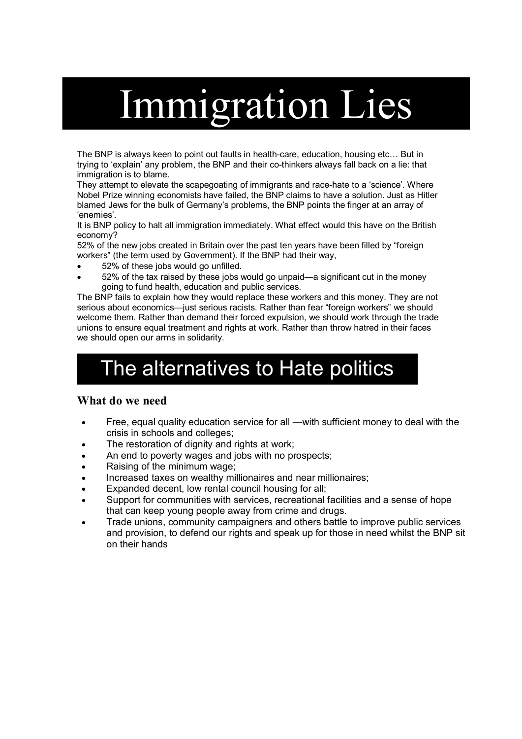# Immigration Lies

The BNP is always keen to point out faults in health-care, education, housing etc… But in trying to 'explain' any problem, the BNP and their co-thinkers always fall back on a lie: that immigration is to blame.

They attempt to elevate the scapegoating of immigrants and race-hate to a 'science'. Where Nobel Prize winning economists have failed, the BNP claims to have a solution. Just as Hitler blamed Jews for the bulk of Germany's problems, the BNP points the finger at an array of 'enemies'.

It is BNP policy to halt all immigration immediately. What effect would this have on the British economy?

52% of the new jobs created in Britain over the past ten years have been filled by "foreign workers" (the term used by Government). If the BNP had their way,

- 52% of these jobs would go unfilled.
- 52% of the tax raised by these jobs would go unpaid—a significant cut in the money going to fund health, education and public services.

The BNP fails to explain how they would replace these workers and this money. They are not serious about economics—just serious racists. Rather than fear "foreign workers" we should welcome them. Rather than demand their forced expulsion, we should work through the trade unions to ensure equal treatment and rights at work. Rather than throw hatred in their faces we should open our arms in solidarity.

# The alternatives to Hate politics

### What do we need

- Free, equal quality education service for all —with sufficient money to deal with the crisis in schools and colleges;
- The restoration of dignity and rights at work;
- An end to poverty wages and jobs with no prospects;
- Raising of the minimum wage;
- Increased taxes on wealthy millionaires and near millionaires;
- Expanded decent, low rental council housing for all;
- Support for communities with services, recreational facilities and a sense of hope that can keep young people away from crime and drugs.
- Trade unions, community campaigners and others battle to improve public services and provision, to defend our rights and speak up for those in need whilst the BNP sit on their hands